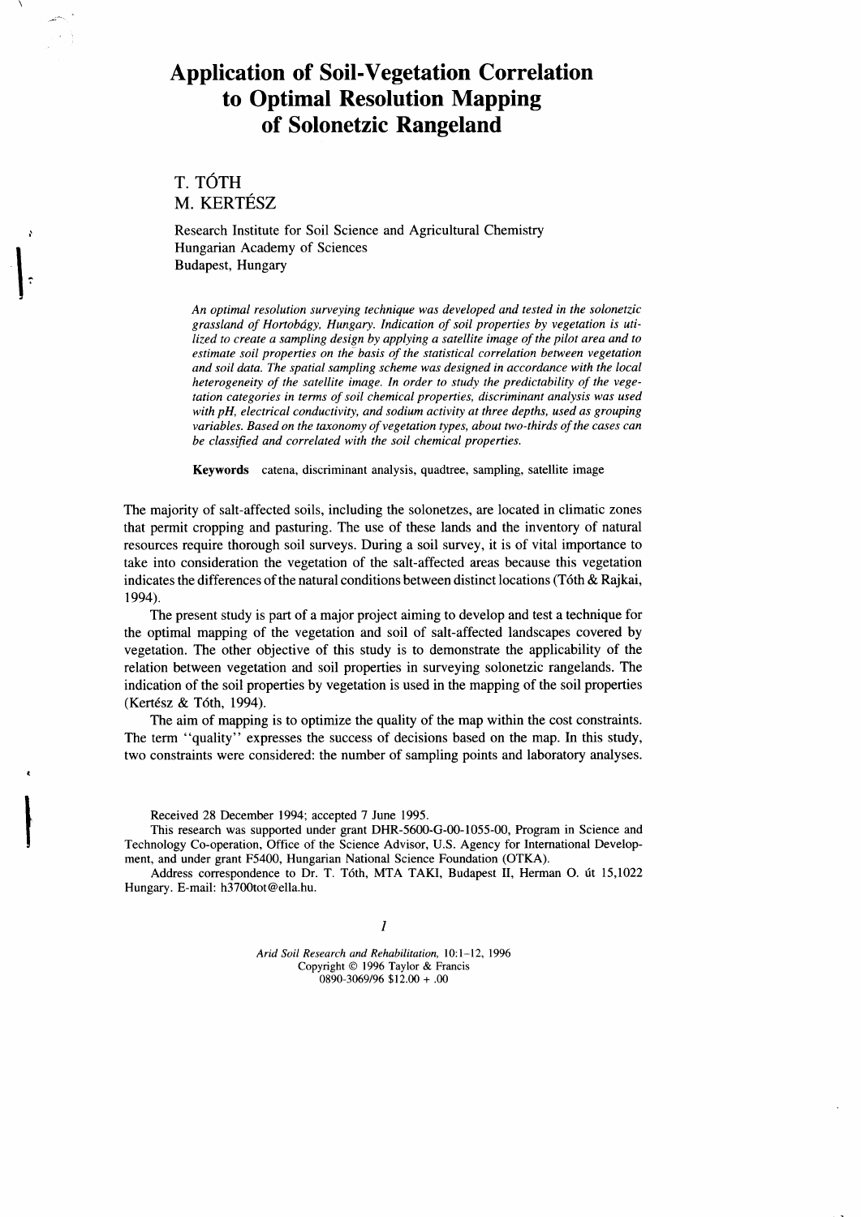# Application of Soil-Vegetation Correlation to Optimal Resolution Mapping of Solonetzic Rangeland

T. TÓTH
M. KERTÉSZ

Research Institute for Soil Science and Agricultural Chemistry
Hungarian Academy of Sciences
Budapest, Hungary

*An optimal resolution surveying technique was developed and tested in the solonetzic grassland of Hortobágy, Hungary. Indication of soil properties by vegetation is utilized to create a sampling design by applying a satellite image of the pilot area and to estimate soil properties on the basis of the statistical correlation between vegetation and soil data. The spatial sampling scheme was designed in accordance with the local heterogeneity of the satellite image. In order to study the predictability of the vegetation categories in terms of soil chemical properties, discriminant analysis was used with pH, electrical conductivity, and sodium activity at three depths, used as grouping variables. Based on the taxonomy of vegetation types, about two-thirds of the cases can be classified and correlated with the soil chemical properties.*

**Keywords** catena, discriminant analysis, quadtree, sampling, satellite image

The majority of salt-affected soils, including the solonetzes, are located in climatic zones that permit cropping and pasturing. The use of these lands and the inventory of natural resources require thorough soil surveys. During a soil survey, it is of vital importance to take into consideration the vegetation of the salt-affected areas because this vegetation indicates the differences of the natural conditions between distinct locations (Tóth & Rajkai, 1994).

The present study is part of a major project aiming to develop and test a technique for the optimal mapping of the vegetation and soil of salt-affected landscapes covered by vegetation. The other objective of this study is to demonstrate the applicability of the relation between vegetation and soil properties in surveying solonetzic rangelands. The indication of the soil properties by vegetation is used in the mapping of the soil properties (Kertész & Tóth, 1994).

The aim of mapping is to optimize the quality of the map within the cost constraints. The term "quality" expresses the success of decisions based on the map. In this study, two constraints were considered: the number of sampling points and laboratory analyses.

Received 28 December 1994; accepted 7 June 1995.

This research was supported under grant DHR-5600-G-00-1055-00, Program in Science and Technology Co-operation, Office of the Science Advisor, U.S. Agency for International Development, and under grant F5400, Hungarian National Science Foundation (OTKA).

Address correspondence to Dr. T. Tóth, MTA TAKI, Budapest II, Herman O. út 15,1022 Hungary. E-mail: h3700tot@ella.hu.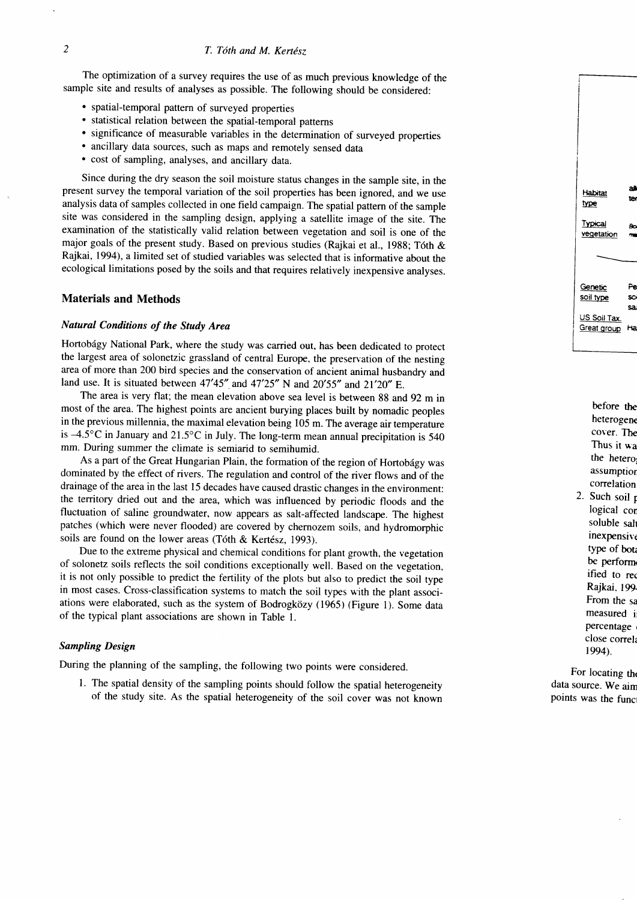The optimization of a survey requires the use of as much previous knowledge of the sample site and results of analyses as possible. The following should be considered:

- spatial-temporal pattern of surveyed properties
- statistical relation between the spatial-temporal patterns
- significance of measurable variables in the determination of surveyed properties
- ancillary data sources, such as maps and remotely sensed data
- cost of sampling, analyses, and ancillary data.

Since during the dry season the soil moisture status changes in the sample site, in the present survey the temporal variation of the soil properties has been ignored, and we use analysis data of samples collected in one field campaign. The spatial pattern of the sample site was considered in the sampling design, applying a satellite image of the site. The examination of the statistically valid relation between vegetation and soil is one of the major goals of the present study. Based on previous studies (Rajkai et al., 1988; Tóth & Rajkai, 1994), a limited set of studied variables was selected that is informative about the ecological limitations posed by the soils and that requires relatively inexpensive analyses.

## Materials and Methods

### *Natural Conditions of the Study Area*

Hortobágy National Park, where the study was carried out, has been dedicated to protect the largest area of solonetzic grassland of central Europe, the preservation of the nesting area of more than 200 bird species and the conservation of ancient animal husbandry and land use. It is situated between 47′45″ and 47′25″ N and 20′55″ and 21′20″ E.

The area is very flat; the mean elevation above sea level is between 88 and 92 m in most of the area. The highest points are ancient burying places built by nomadic peoples in the previous millennia, the maximal elevation being 105 m. The average air temperature is −4.5°C in January and 21.5°C in July. The long-term mean annual precipitation is 540 mm. During summer the climate is semiarid to semihumid.

As a part of the Great Hungarian Plain, the formation of the region of Hortobágy was dominated by the effect of rivers. The regulation and control of the river flows and of the drainage of the area in the last 15 decades have caused drastic changes in the environment: the territory dried out and the area, which was influenced by periodic floods and the fluctuation of saline groundwater, now appears as salt-affected landscape. The highest patches (which were never flooded) are covered by chernozem soils, and hydromorphic soils are found on the lower areas (Tóth & Kertész, 1993).

Due to the extreme physical and chemical conditions for plant growth, the vegetation of solonetz soils reflects the soil conditions exceptionally well. Based on the vegetation, it is not only possible to predict the fertility of the plots but also to predict the soil type in most cases. Cross-classification systems to match the soil types with the plant associations were elaborated, such as the system of Bodrogközy (1965) (Figure 1). Some data of the typical plant associations are shown in Table 1.

### *Sampling Design*

During the planning of the sampling, the following two points were considered.

1. The spatial density of the sampling points should follow the spatial heterogeneity of the study site. As the spatial heterogeneity of the soil cover was not known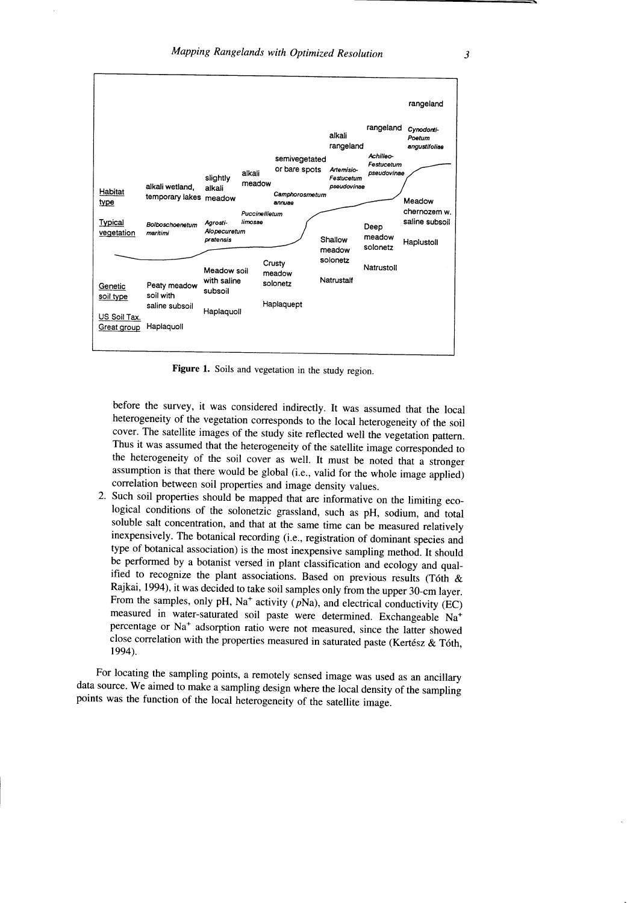**Figure 1.** Soils and vegetation in the study region.

before the survey, it was considered indirectly. It was assumed that the local heterogeneity of the vegetation corresponds to the local heterogeneity of the soil cover. The satellite images of the study site reflected well the vegetation pattern. Thus it was assumed that the heterogeneity of the satellite image corresponded to the heterogeneity of the soil cover as well. It must be noted that a stronger assumption is that there would be global (i.e., valid for the whole image applied) correlation between soil properties and image density values.

2. Such soil properties should be mapped that are informative on the limiting ecological conditions of the solonetzic grassland, such as pH, sodium, and total soluble salt concentration, and that at the same time can be measured relatively inexpensively. The botanical recording (i.e., registration of dominant species and type of botanical association) is the most inexpensive sampling method. It should be performed by a botanist versed in plant classification and ecology and qualified to recognize the plant associations. Based on previous results (Tóth & Rajkai, 1994), it was decided to take soil samples only from the upper 30-cm layer. From the samples, only pH, $Na^+$ activity (*p*Na), and electrical conductivity (EC) measured in water-saturated soil paste were determined. Exchangeable $Na^+$ percentage or $Na^+$ adsorption ratio were not measured, since the latter showed close correlation with the properties measured in saturated paste (Kertész & Tóth, 1994).

For locating the sampling points, a remotely sensed image was used as an ancillary data source. We aimed to make a sampling design where the local density of the sampling points was the function of the local heterogeneity of the satellite image.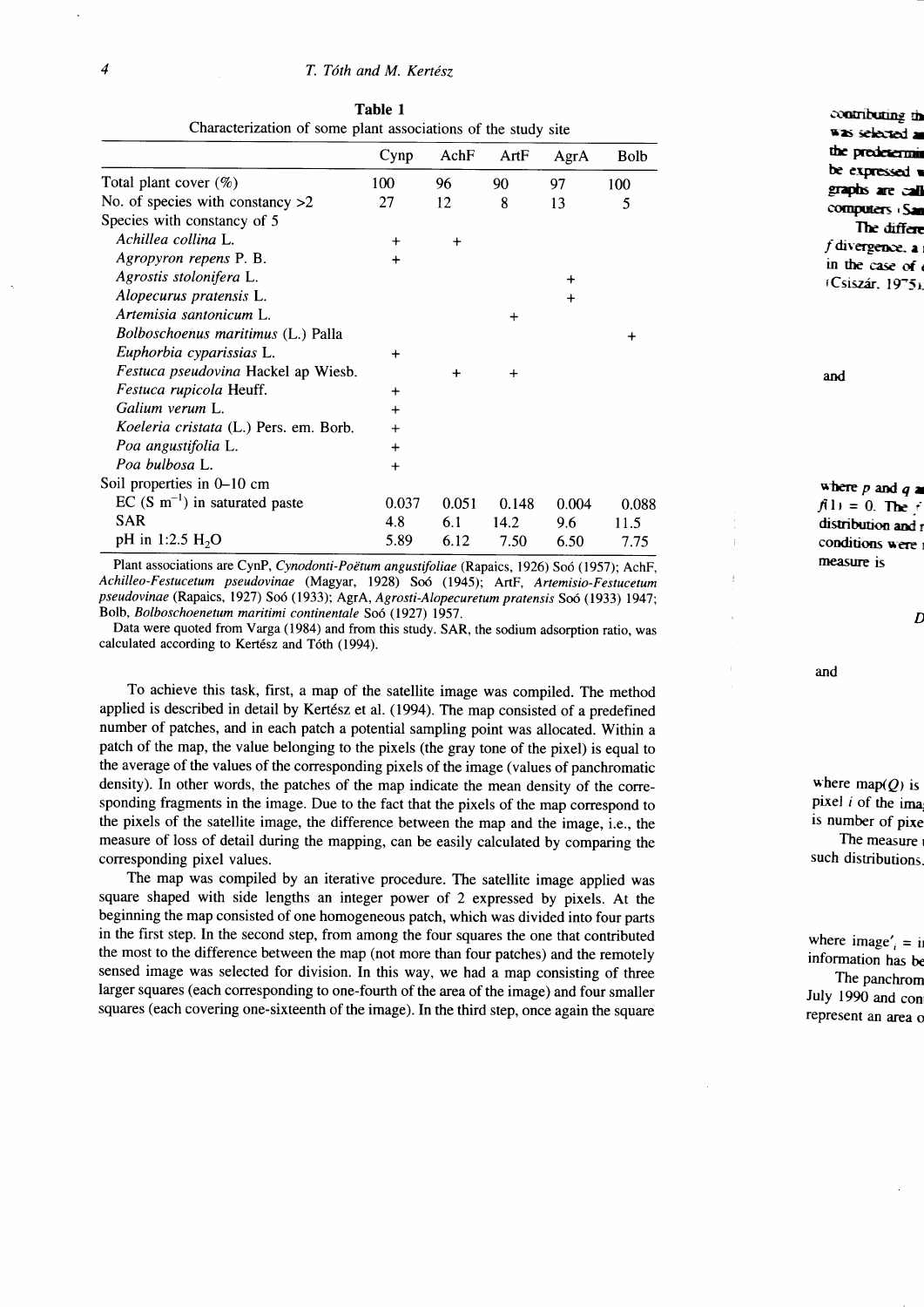**Table 1**

Characterization of some plant associations of the study site

| | Cynp | AchF | ArtF | AgrA | Bolb |
|---|---|---|---|---|---|
| Total plant cover (%) | 100 | 96 | 90 | 97 | 100 |
| No. of species with constancy >2 | 27 | 12 | 8 | 13 | 5 |
| Species with constancy of 5 | | | | | |
| *Achillea collina* L. | + | + | | | |
| *Agropyron repens* P. B. | + | | | | |
| *Agrostis stolonifera* L. | | | | + | |
| *Alopecurus pratensis* L. | | | | + | |
| *Artemisia santonicum* L. | | | + | | |
| *Bolboschoenus maritimus* (L.) Palla | | | | | + |
| *Euphorbia cyparissias* L. | + | | | | |
| *Festuca pseudovina* Hackel ap Wiesb. | | + | + | | |
| *Festuca rupicola* Heuff. | + | | | | |
| *Galium verum* L. | + | | | | |
| *Koeleria cristata* (L.) Pers. em. Borb. | + | | | | |
| *Poa angustifolia* L. | + | | | | |
| *Poa bulbosa* L. | + | | | | |
| Soil properties in 0–10 cm | | | | | |
| EC (S $m^{-1}$) in saturated paste | 0.037 | 0.051 | 0.148 | 0.004 | 0.088 |
| SAR | 4.8 | 6.1 | 14.2 | 9.6 | 11.5 |
| pH in 1:2.5 $H_2O$ | 5.89 | 6.12 | 7.50 | 6.50 | 7.75 |

Plant associations are CynP, *Cynodonti-Poëtum angustifoliae* (Rapaics, 1926) Soó (1957); AchF, *Achilleo-Festucetum pseudovinae* (Magyar, 1928) Soó (1945); ArtF, *Artemisio-Festucetum pseudovinae* (Rapaics, 1927) Soó (1933); AgrA, *Agrostis-Alopecuretum pratensis* Soó (1933) 1947; Bolb, *Bolboschoenetum maritimi continentale* Soó (1927) 1957.

Data were quoted from Varga (1984) and from this study. SAR, the sodium adsorption ratio, was calculated according to Kertész and Tóth (1994).

To achieve this task, first, a map of the satellite image was compiled. The method applied is described in detail by Kertész et al. (1994). The map consisted of a predefined number of patches, and in each patch a potential sampling point was allocated. Within a patch of the map, the value belonging to the pixels (the gray tone of the pixel) is equal to the average of the values of the corresponding pixels of the image (values of panchromatic density). In other words, the patches of the map indicate the mean density of the corresponding fragments in the image. Due to the fact that the pixels of the map correspond to the pixels of the satellite image, the difference between the map and the image, i.e., the measure of loss of detail during the mapping, can be easily calculated by comparing the corresponding pixel values.

The map was compiled by an iterative procedure. The satellite image applied was square shaped with side lengths an integer power of 2 expressed by pixels. At the beginning the map consisted of one homogeneous patch, which was divided into four parts in the first step. In the second step, from among the four squares the one that contributed the most to the difference between the map (not more than four patches) and the remotely sensed image was selected for division. In this way, we had a map consisting of three larger squares (each corresponding to one-fourth of the area of the image) and four smaller squares (each covering one-sixteenth of the image). In the third step, once again the square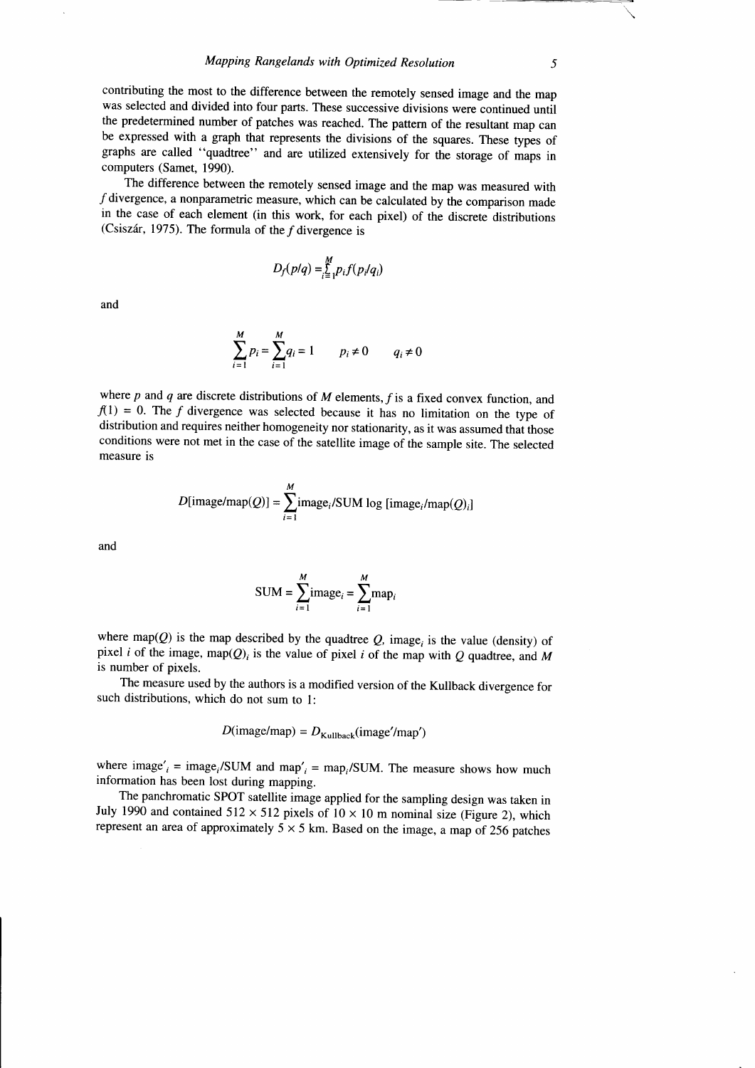contributing the most to the difference between the remotely sensed image and the map was selected and divided into four parts. These successive divisions were continued until the predetermined number of patches was reached. The pattern of the resultant map can be expressed with a graph that represents the divisions of the squares. These types of graphs are called "quadtree" and are utilized extensively for the storage of maps in computers (Samet, 1990).

The difference between the remotely sensed image and the map was measured with $f$ divergence, a nonparametric measure, which can be calculated by the comparison made in the case of each element (in this work, for each pixel) of the discrete distributions (Csiszár, 1975). The formula of the $f$ divergence is

$$D_f(p/q) = \sum_{i=1}^{M} p_i f(p_i/q_i)$$

and

$$\sum_{i=1}^{M} p_i = \sum_{i=1}^{M} q_i = 1 \qquad p_i \neq 0 \qquad q_i \neq 0$$

where $p$ and $q$ are discrete distributions of $M$ elements, $f$ is a fixed convex function, and $f(1) = 0$. The $f$ divergence was selected because it has no limitation on the type of distribution and requires neither homogeneity nor stationarity, as it was assumed that those conditions were not met in the case of the satellite image of the sample site. The selected measure is

$$D[\text{image}/\text{map}(Q)] = \sum_{i=1}^{M} \text{image}_i/\text{SUM} \log [\text{image}_i/\text{map}(Q)_i]$$

and

$$\text{SUM} = \sum_{i=1}^{M} \text{image}_i = \sum_{i=1}^{M} \text{map}_i$$

where map($Q$) is the map described by the quadtree $Q$, $\text{image}_i$ is the value (density) of pixel $i$ of the image, $\text{map}(Q)_i$ is the value of pixel $i$ of the map with $Q$ quadtree, and $M$ is number of pixels.

The measure used by the authors is a modified version of the Kullback divergence for such distributions, which do not sum to 1:

$$D(\text{image}/\text{map}) = D_{\text{Kullback}}(\text{image}'/\text{map}')$$

where $\text{image}'_i = \text{image}_i/\text{SUM}$ and $\text{map}'_i = \text{map}_i/\text{SUM}$. The measure shows how much information has been lost during mapping.

The panchromatic SPOT satellite image applied for the sampling design was taken in July 1990 and contained 512 × 512 pixels of 10 × 10 m nominal size (Figure 2), which represent an area of approximately 5 × 5 km. Based on the image, a map of 256 patches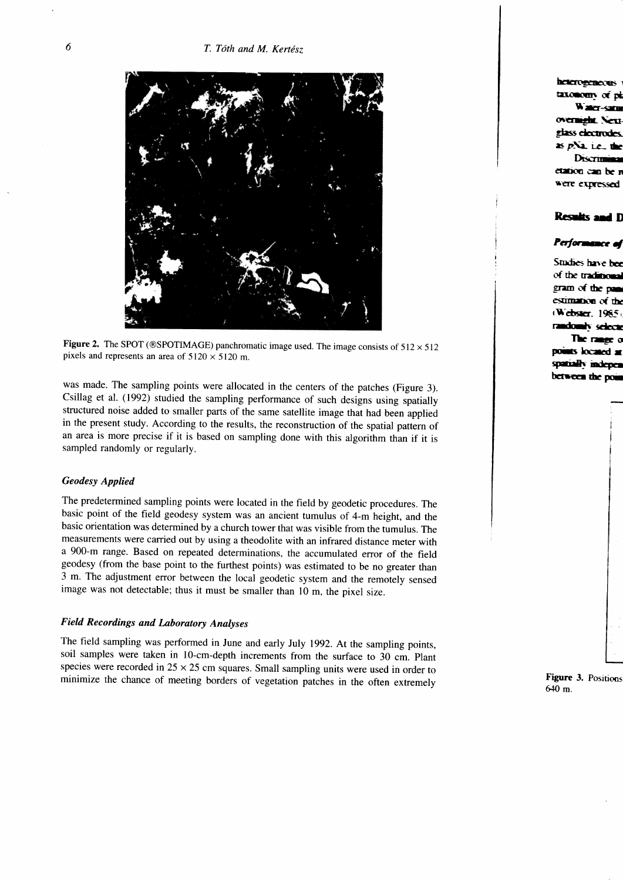Figure 2. The SPOT (®SPOTIMAGE) panchromatic image used. The image consists of 512 × 512 pixels and represents an area of 5120 × 5120 m.

was made. The sampling points were allocated in the centers of the patches (Figure 3). Csillag et al. (1992) studied the sampling performance of such designs using spatially structured noise added to smaller parts of the same satellite image that had been applied in the present study. According to the results, the reconstruction of the spatial pattern of an area is more precise if it is based on sampling done with this algorithm than if it is sampled randomly or regularly.

### *Geodesy Applied*

The predetermined sampling points were located in the field by geodetic procedures. The basic point of the field geodesy system was an ancient tumulus of 4-m height, and the basic orientation was determined by a church tower that was visible from the tumulus. The measurements were carried out by using a theodolite with an infrared distance meter with a 900-m range. Based on repeated determinations, the accumulated error of the field geodesy (from the base point to the furthest points) was estimated to be no greater than 3 m. The adjustment error between the local geodetic system and the remotely sensed image was not detectable; thus it must be smaller than 10 m, the pixel size.

### *Field Recordings and Laboratory Analyses*

The field sampling was performed in June and early July 1992. At the sampling points, soil samples were taken in 10-cm-depth increments from the surface to 30 cm. Plant species were recorded in 25 × 25 cm squares. Small sampling units were used in order to minimize the chance of meeting borders of vegetation patches in the often extremely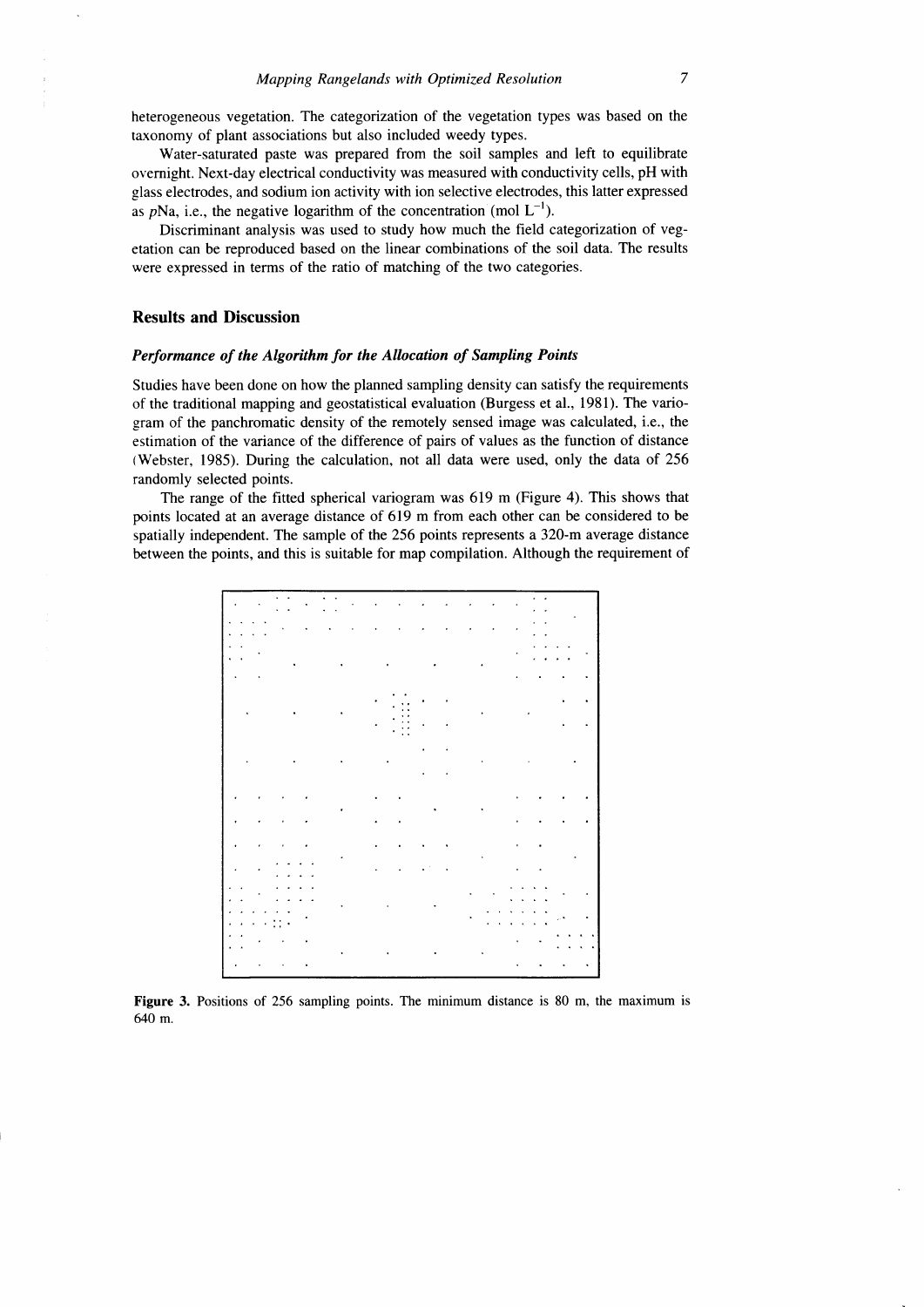heterogeneous vegetation. The categorization of the vegetation types was based on the taxonomy of plant associations but also included weedy types.

Water-saturated paste was prepared from the soil samples and left to equilibrate overnight. Next-day electrical conductivity was measured with conductivity cells, pH with glass electrodes, and sodium ion activity with ion selective electrodes, this latter expressed as *p*Na, i.e., the negative logarithm of the concentration (mol $L^{-1}$).

Discriminant analysis was used to study how much the field categorization of vegetation can be reproduced based on the linear combinations of the soil data. The results were expressed in terms of the ratio of matching of the two categories.

## Results and Discussion

### *Performance of the Algorithm for the Allocation of Sampling Points*

Studies have been done on how the planned sampling density can satisfy the requirements of the traditional mapping and geostatistical evaluation (Burgess et al., 1981). The variogram of the panchromatic density of the remotely sensed image was calculated, i.e., the estimation of the variance of the difference of pairs of values as the function of distance (Webster, 1985). During the calculation, not all data were used, only the data of 256 randomly selected points.

The range of the fitted spherical variogram was 619 m (Figure 4). This shows that points located at an average distance of 619 m from each other can be considered to be spatially independent. The sample of the 256 points represents a 320-m average distance between the points, and this is suitable for map compilation. Although the requirement of

**Figure 3.** Positions of 256 sampling points. The minimum distance is 80 m, the maximum is 640 m.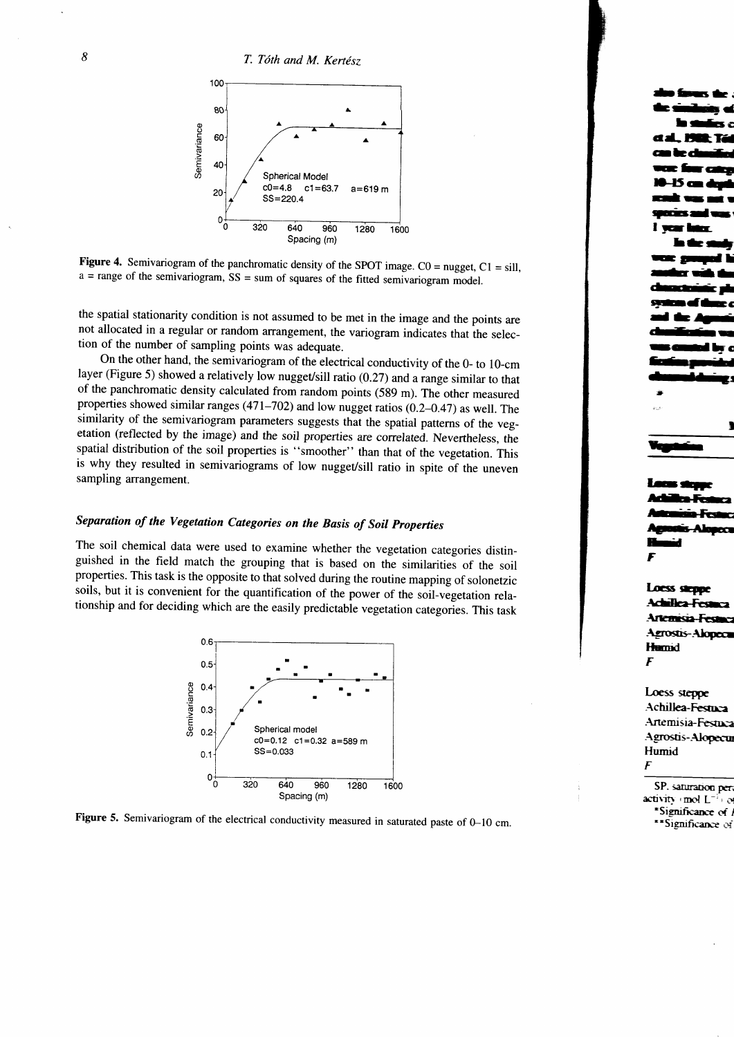Figure 4. Semivariogram of the panchromatic density of the SPOT image. C0 = nugget, C1 = sill, a = range of the semivariogram, SS = sum of squares of the fitted semivariogram model.

the spatial stationarity condition is not assumed to be met in the image and the points are not allocated in a regular or random arrangement, the variogram indicates that the selection of the number of sampling points was adequate.

On the other hand, the semivariogram of the electrical conductivity of the 0- to 10-cm layer (Figure 5) showed a relatively low nugget/sill ratio (0.27) and a range similar to that of the panchromatic density calculated from random points (589 m). The other measured properties showed similar ranges (471–702) and low nugget ratios (0.2–0.47) as well. The similarity of the semivariogram parameters suggests that the spatial patterns of the vegetation (reflected by the image) and the soil properties are correlated. Nevertheless, the spatial distribution of the soil properties is "smoother" than that of the vegetation. This is why they resulted in semivariograms of low nugget/sill ratio in spite of the uneven sampling arrangement.

### Separation of the Vegetation Categories on the Basis of Soil Properties

The soil chemical data were used to examine whether the vegetation categories distinguished in the field match the grouping that is based on the similarities of the soil properties. This task is the opposite to that solved during the routine mapping of solonetzic soils, but it is convenient for the quantification of the power of the soil-vegetation relationship and for deciding which are the easily predictable vegetation categories. This task

Figure 5. Semivariogram of the electrical conductivity measured in saturated paste of 0–10 cm.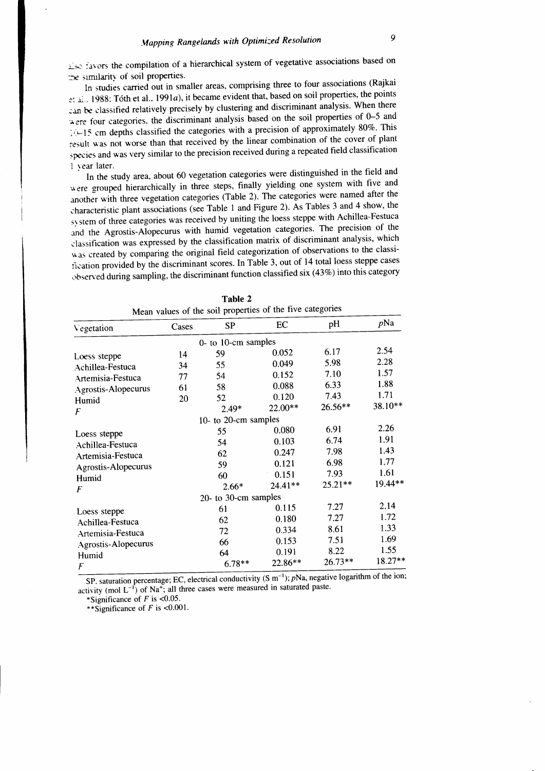also favors the compilation of a hierarchical system of vegetative associations based on the similarity of soil properties.

In studies carried out in smaller areas, comprising three to four associations (Rajkai et al., 1988; Tóth et al., 1991*a*), it became evident that, based on soil properties, the points can be classified relatively precisely by clustering and discriminant analysis. When there were four categories, the discriminant analysis based on the soil properties of 0–5 and 10–15 cm depths classified the categories with a precision of approximately 80%. This result was not worse than that received by the linear combination of the cover of plant species and was very similar to the precision received during a repeated field classification 1 year later.

In the study area, about 60 vegetation categories were distinguished in the field and were grouped hierarchically in three steps, finally yielding one system with five and another with three vegetation categories (Table 2). The categories were named after the characteristic plant associations (see Table 1 and Figure 2). As Tables 3 and 4 show, the system of three categories was received by uniting the loess steppe with Achillea-Festuca and the Agrostis-Alopecurus with humid vegetation categories. The precision of the classification was expressed by the classification matrix of discriminant analysis, which was created by comparing the original field categorization of observations to the classification provided by the discriminant scores. In Table 3, out of 14 total loess steppe cases observed during sampling, the discriminant function classified six (43%) into this category

**Table 2**
Mean values of the soil properties of the five categories

| Vegetation | Cases | SP | EC | pH | *p*Na |
|---|---|---|---|---|---|
| | | 0- to 10-cm samples | | | |
| Loess steppe | 14 | 59 | 0.052 | 6.17 | 2.54 |
| Achillea-Festuca | 34 | 55 | 0.049 | 5.98 | 2.28 |
| Artemisia-Festuca | 77 | 54 | 0.152 | 7.10 | 1.57 |
| Agrostis-Alopecurus | 61 | 58 | 0.088 | 6.33 | 1.88 |
| Humid | 20 | 52 | 0.120 | 7.43 | 1.71 |
| *F* | | 2.49* | 22.00** | 26.56** | 38.10** |
| | | 10- to 20-cm samples | | | |
| Loess steppe | | 55 | 0.080 | 6.91 | 2.26 |
| Achillea-Festuca | | 54 | 0.103 | 6.74 | 1.91 |
| Artemisia-Festuca | | 62 | 0.247 | 7.98 | 1.43 |
| Agrostis-Alopecurus | | 59 | 0.121 | 6.98 | 1.77 |
| Humid | | 60 | 0.151 | 7.93 | 1.61 |
| *F* | | 2.66* | 24.41** | 25.21** | 19.44** |
| | | 20- to 30-cm samples | | | |
| Loess steppe | | 61 | 0.115 | 7.27 | 2.14 |
| Achillea-Festuca | | 62 | 0.180 | 7.27 | 1.72 |
| Artemisia-Festuca | | 72 | 0.334 | 8.61 | 1.33 |
| Agrostis-Alopecurus | | 66 | 0.153 | 7.51 | 1.69 |
| Humid | | 64 | 0.191 | 8.22 | 1.55 |
| *F* | | 6.78** | 22.86** | 26.73** | 18.27** |

SP, saturation percentage; EC, electrical conductivity (S $m^{-1}$); *p*Na, negative logarithm of the ion; activity (mol $L^{-1}$) of $Na^{+}$; all three cases were measured in saturated paste.

*Significance of *F* is <0.05.

**Significance of *F* is <0.001.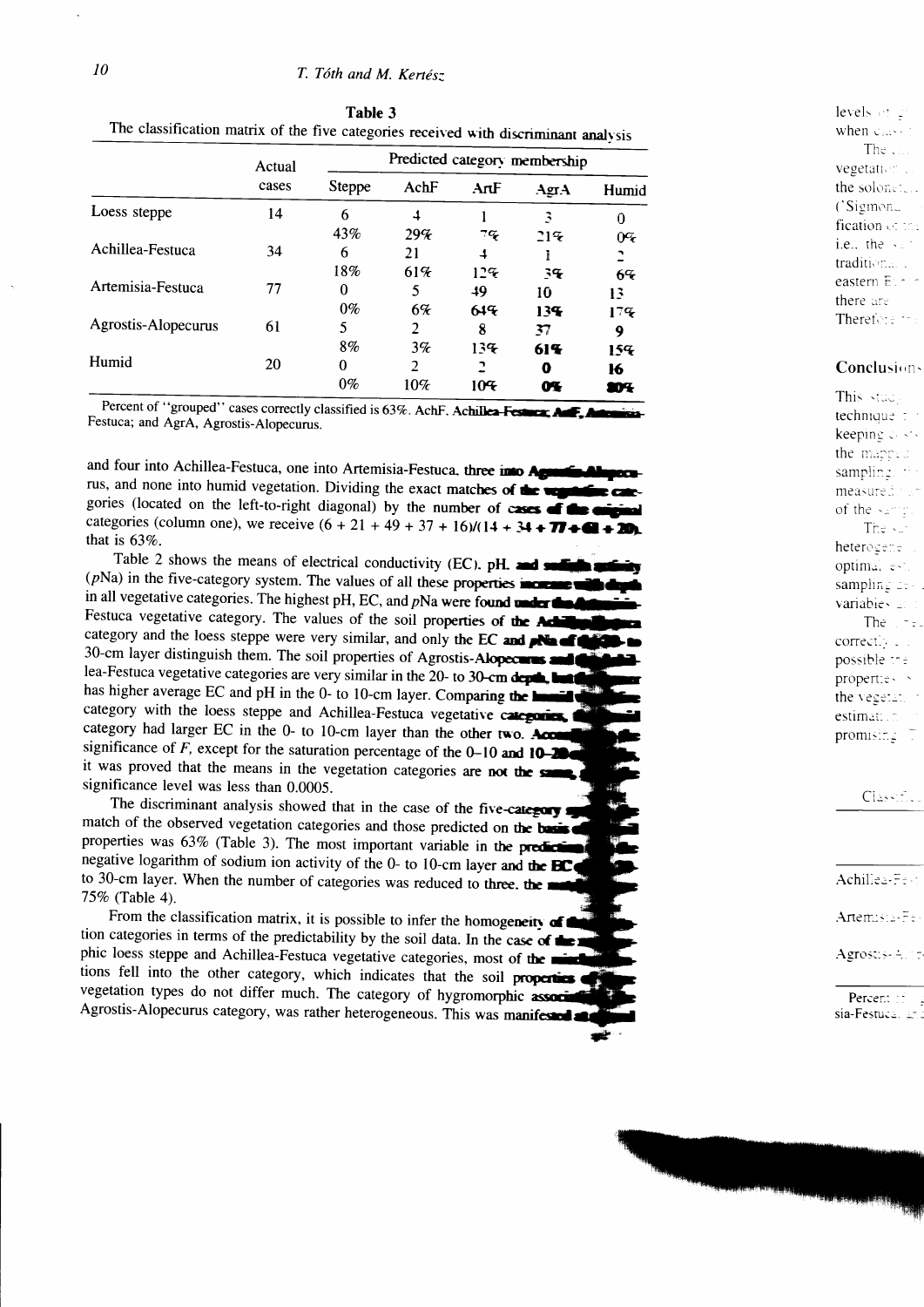**Table 3**
The classification matrix of the five categories received with discriminant analysis

| | Actual cases | Predicted category membership | | | | |
|---|---|---|---|---|---|---|
| | | Steppe | AchF | ArtF | AgrA | Humid |
| Loess steppe | 14 | 6 | 4 | 1 | 3 | 0 |
| | | 43% | 29% | 7% | 21% | 0% |
| Achillea-Festuca | 34 | 6 | 21 | 4 | 1 | 2 |
| | | 18% | 61% | 12% | 3% | 6% |
| Artemisia-Festuca | 77 | 0 | 5 | 49 | 10 | 13 |
| | | 0% | 6% | 64% | 13% | 17% |
| Agrostis-Alopecurus | 61 | 5 | 2 | 8 | 37 | 9 |
| | | 8% | 3% | 13% | 61% | 15% |
| Humid | 20 | 0 | 2 | 2 | 0 | 16 |
| | | 0% | 10% | 10% | 0% | 80% |

Percent of "grouped" cases correctly classified is 63%. AchF, Achillea-Festuca; ArtF, Artemisia-Festuca; and AgrA, Agrostis-Alopecurus.

and four into Achillea-Festuca, one into Artemisia-Festuca, three into Agrostis-Alopecurus, and none into humid vegetation. Dividing the exact matches of the vegetation categories (located on the left-to-right diagonal) by the number of cases of the original categories (column one), we receive $(6 + 21 + 49 + 37 + 16)/(14 + 34 + 77 + 61 + 20)$, that is 63%.

Table 2 shows the means of electrical conductivity (EC), pH, and sodium activity ($p$Na) in the five-category system. The values of all these properties increase with depth in all vegetative categories. The highest pH, EC, and $p$Na were found under the Artemisia-Festuca vegetative category. The values of the soil properties of the Achillea-Festuca category and the loess steppe were very similar, and only the EC and $p$Na of the 20- to 30-cm layer distinguish them. The soil properties of Agrostis-Alopecurus and Achillea-Festuca vegetative categories are very similar in the 20- to 30-cm depth, but the former has higher average EC and pH in the 0- to 10-cm layer. Comparing the humid vegetative category with the loess steppe and Achillea-Festuca vegetative categories, the humid category had larger EC in the 0- to 10-cm layer than the other two. According to the significance of $F$, except for the saturation percentage of the 0–10 and 10–20 cm layers, it was proved that the means in the vegetation categories are not the same, since the significance level was less than 0.0005.

The discriminant analysis showed that in the case of the five-category system the match of the observed vegetation categories and those predicted on the basis of soil properties was 63% (Table 3). The most important variable in the prediction was the negative logarithm of sodium ion activity of the 0- to 10-cm layer and the EC of the 20- to 30-cm layer. When the number of categories was reduced to three, the match was 75% (Table 4).

From the classification matrix, it is possible to infer the homogeneity of the vegetation categories in terms of the predictability by the soil data. In the case of the zonal phic loess steppe and Achillea-Festuca vegetative categories, most of the misclassifications fell into the other category, which indicates that the soil properties of these vegetation types do not differ much. The category of hygromorphic associations, Agrostis-Alopecurus category, was rather heterogeneous. This was manifested in the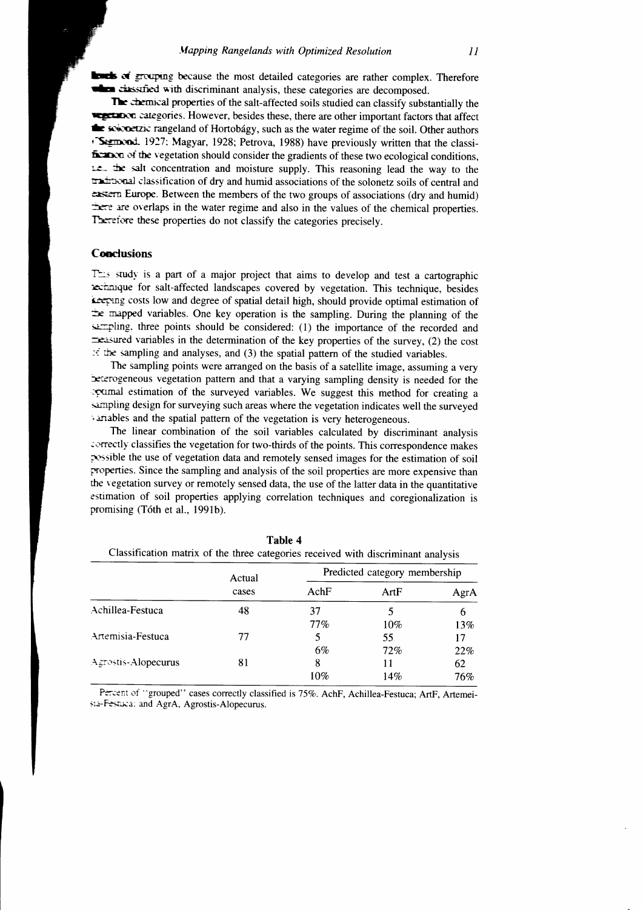levels of grouping because the most detailed categories are rather complex. Therefore when classified with discriminant analysis, these categories are decomposed.

The chemical properties of the salt-affected soils studied can classify substantially the vegetation categories. However, besides these, there are other important factors that affect the solonetzic rangeland of Hortobágy, such as the water regime of the soil. Other authors (Szigmond, 1927; Magyar, 1928; Petrova, 1988) have previously written that the classification of the vegetation should consider the gradients of these two ecological conditions, i.e., the salt concentration and moisture supply. This reasoning lead the way to the traditional classification of dry and humid associations of the solonetz soils of central and eastern Europe. Between the members of the two groups of associations (dry and humid) there are overlaps in the water regime and also in the values of the chemical properties. Therefore these properties do not classify the categories precisely.

## Conclusions

This study is a part of a major project that aims to develop and test a cartographic technique for salt-affected landscapes covered by vegetation. This technique, besides keeping costs low and degree of spatial detail high, should provide optimal estimation of the mapped variables. One key operation is the sampling. During the planning of the sampling, three points should be considered: (1) the importance of the recorded and measured variables in the determination of the key properties of the survey, (2) the cost of the sampling and analyses, and (3) the spatial pattern of the studied variables.

The sampling points were arranged on the basis of a satellite image, assuming a very heterogeneous vegetation pattern and that a varying sampling density is needed for the optimal estimation of the surveyed variables. We suggest this method for creating a sampling design for surveying such areas where the vegetation indicates well the surveyed variables and the spatial pattern of the vegetation is very heterogeneous.

The linear combination of the soil variables calculated by discriminant analysis correctly classifies the vegetation for two-thirds of the points. This correspondence makes possible the use of vegetation data and remotely sensed images for the estimation of soil properties. Since the sampling and analysis of the soil properties are more expensive than the vegetation survey or remotely sensed data, the use of the latter data in the quantitative estimation of soil properties applying correlation techniques and coregionalization is promising (Tóth et al., 1991b).

**Table 4**

Classification matrix of the three categories received with discriminant analysis

| | Actual cases | Predicted category membership | | |
|---|---|---|---|---|
| | | AchF | ArtF | AgrA |
| Achillea-Festuca | 48 | 37 | 5 | 6 |
| | | 77% | 10% | 13% |
| Artemisia-Festuca | 77 | 5 | 55 | 17 |
| | | 6% | 72% | 22% |
| Agrostis-Alopecurus | 81 | 8 | 11 | 62 |
| | | 10% | 14% | 76% |

Percent of "grouped" cases correctly classified is 75%. AchF, Achillea-Festuca; ArtF, Artemeisia-Festuca; and AgrA, Agrostis-Alopecurus.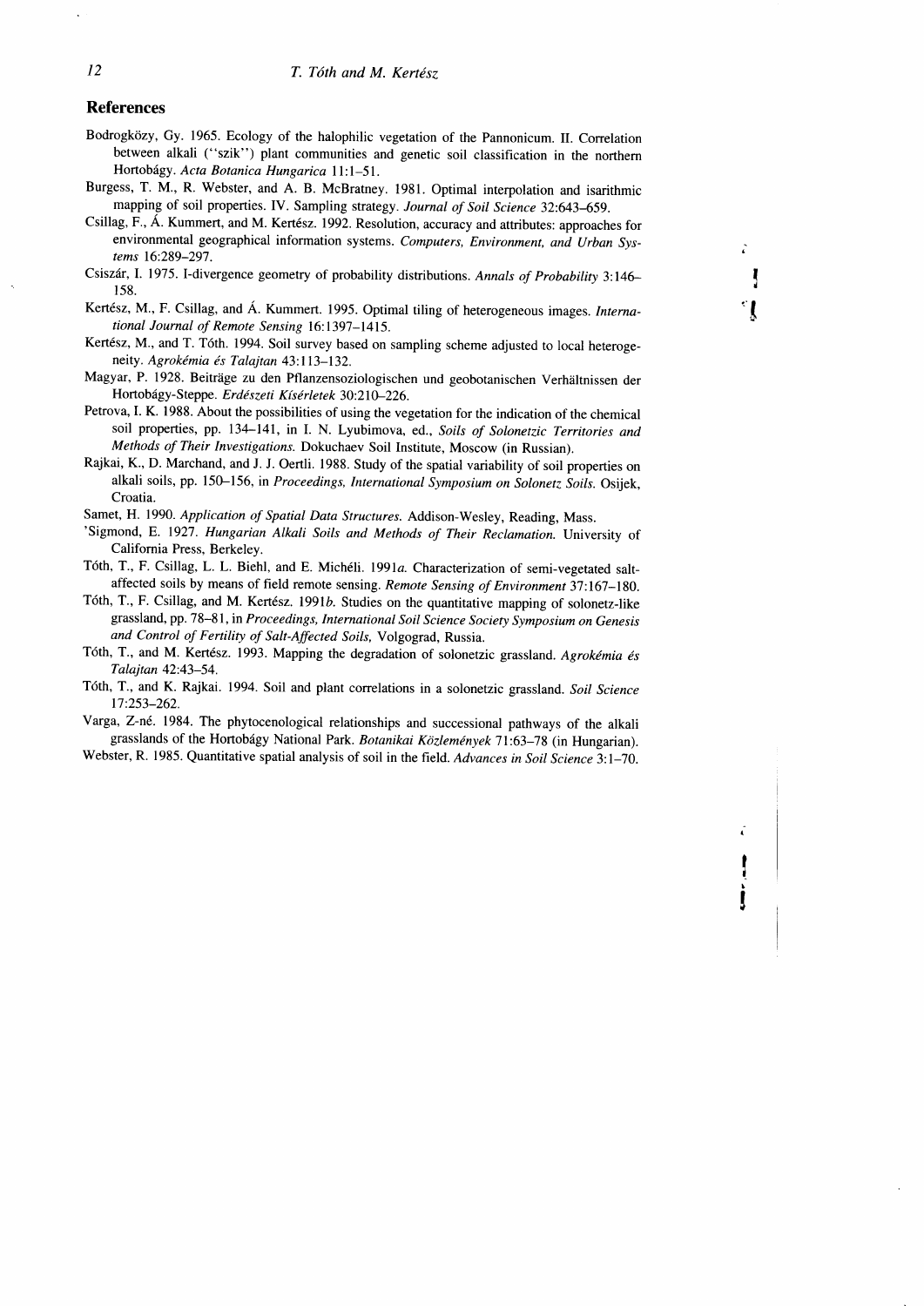## References

Bodrogközy, Gy. 1965. Ecology of the halophilic vegetation of the Pannonicum. II. Correlation between alkali ("szik") plant communities and genetic soil classification in the northern Hortobágy. *Acta Botanica Hungarica* 11:1–51.

Burgess, T. M., R. Webster, and A. B. McBratney. 1981. Optimal interpolation and isarithmic mapping of soil properties. IV. Sampling strategy. *Journal of Soil Science* 32:643–659.

Csillag, F., Á. Kummert, and M. Kertész. 1992. Resolution, accuracy and attributes: approaches for environmental geographical information systems. *Computers, Environment, and Urban Systems* 16:289–297.

Csiszár, I. 1975. I-divergence geometry of probability distributions. *Annals of Probability* 3:146–158.

Kertész, M., F. Csillag, and Á. Kummert. 1995. Optimal tiling of heterogeneous images. *International Journal of Remote Sensing* 16:1397–1415.

Kertész, M., and T. Tóth. 1994. Soil survey based on sampling scheme adjusted to local heterogeneity. *Agrokémia és Talajtan* 43:113–132.

Magyar, P. 1928. Beiträge zu den Pflanzensoziologischen und geobotanischen Verhältnissen der Hortobágy-Steppe. *Erdészeti Kísérletek* 30:210–226.

Petrova, I. K. 1988. About the possibilities of using the vegetation for the indication of the chemical soil properties, pp. 134–141, in I. N. Lyubimova, ed., *Soils of Solonetzic Territories and Methods of Their Investigations.* Dokuchaev Soil Institute, Moscow (in Russian).

Rajkai, K., D. Marchand, and J. J. Oertli. 1988. Study of the spatial variability of soil properties on alkali soils, pp. 150–156, in *Proceedings, International Symposium on Solonetz Soils.* Osijek, Croatia.

Samet, H. 1990. *Application of Spatial Data Structures.* Addison-Wesley, Reading, Mass.

'Sigmond, E. 1927. *Hungarian Alkali Soils and Methods of Their Reclamation.* University of California Press, Berkeley.

Tóth, T., F. Csillag, L. L. Biehl, and E. Michéli. 1991*a*. Characterization of semi-vegetated salt-affected soils by means of field remote sensing. *Remote Sensing of Environment* 37:167–180.

Tóth, T., F. Csillag, and M. Kertész. 1991*b*. Studies on the quantitative mapping of solonetz-like grassland, pp. 78–81, in *Proceedings, International Soil Science Society Symposium on Genesis and Control of Fertility of Salt-Affected Soils,* Volgograd, Russia.

Tóth, T., and M. Kertész. 1993. Mapping the degradation of solonetzic grassland. *Agrokémia és Talajtan* 42:43–54.

Tóth, T., and K. Rajkai. 1994. Soil and plant correlations in a solonetzic grassland. *Soil Science* 17:253–262.

Varga, Z-né. 1984. The phytocenological relationships and successional pathways of the alkali grasslands of the Hortobágy National Park. *Botanikai Közlemények* 71:63–78 (in Hungarian).

Webster, R. 1985. Quantitative spatial analysis of soil in the field. *Advances in Soil Science* 3:1–70.